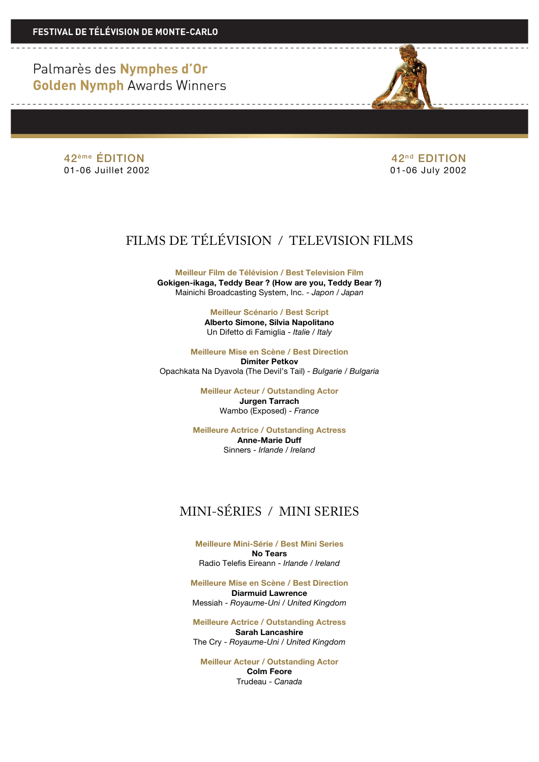FESTIVAL DE TÉLÉVISION DE MONTE-CARLO

# Palmarès des **Nymphes d'Or**
# **Golden Nymph** Awards Winners

42ème ÉDITION
01-06 Juillet 2002

42nd EDITION
01-06 July 2002

## FILMS DE TÉLÉVISION / TELEVISION FILMS

### Meilleur Film de Télévision / Best Television Film
**Gokigen-ikaga, Teddy Bear ? (How are you, Teddy Bear ?)**
Mainichi Broadcasting System, Inc. - *Japon / Japan*

### Meilleur Scénario / Best Script
**Alberto Simone, Silvia Napolitano**
Un Difetto di Famiglia - *Italie / Italy*

### Meilleure Mise en Scène / Best Direction
**Dimiter Petkov**
Opachkata Na Dyavola (The Devil's Tail) - *Bulgarie / Bulgaria*

### Meilleur Acteur / Outstanding Actor
**Jurgen Tarrach**
Wambo (Exposed) - *France*

### Meilleure Actrice / Outstanding Actress
**Anne-Marie Duff**
Sinners - *Irlande / Ireland*

## MINI-SÉRIES / MINI SERIES

### Meilleure Mini-Série / Best Mini Series
**No Tears**
Radio Telefis Eireann - *Irlande / Ireland*

### Meilleure Mise en Scène / Best Direction
**Diarmuid Lawrence**
Messiah - *Royaume-Uni / United Kingdom*

### Meilleure Actrice / Outstanding Actress
**Sarah Lancashire**
The Cry - *Royaume-Uni / United Kingdom*

### Meilleur Acteur / Outstanding Actor
**Colm Feore**
Trudeau - *Canada*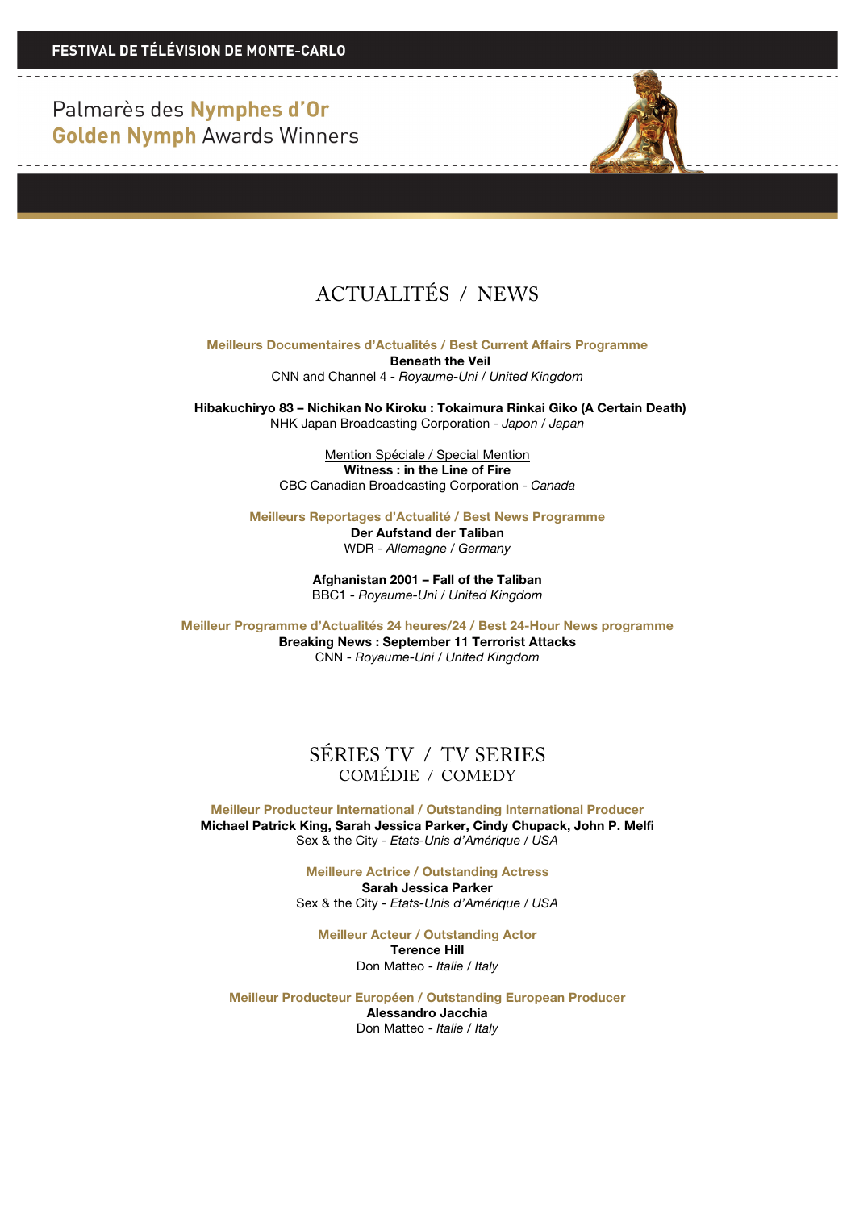# ACTUALITÉS / NEWS

**Meilleurs Documentaires d'Actualités / Best Current Affairs Programme**

**Beneath the Veil**
CNN and Channel 4 - *Royaume-Uni / United Kingdom*

**Hibakuchiryo 83 – Nichikan No Kiroku : Tokaimura Rinkai Giko (A Certain Death)**
NHK Japan Broadcasting Corporation - *Japon / Japan*

Mention Spéciale / Special Mention
**Witness : in the Line of Fire**
CBC Canadian Broadcasting Corporation - *Canada*

**Meilleurs Reportages d'Actualité / Best News Programme**

**Der Aufstand der Taliban**
WDR - *Allemagne / Germany*

**Afghanistan 2001 – Fall of the Taliban**
BBC1 - *Royaume-Uni / United Kingdom*

**Meilleur Programme d'Actualités 24 heures/24 / Best 24-Hour News programme**

**Breaking News : September 11 Terrorist Attacks**
CNN - *Royaume-Uni / United Kingdom*

# SÉRIES TV / TV SERIES

## COMÉDIE / COMEDY

**Meilleur Producteur International / Outstanding International Producer**

**Michael Patrick King, Sarah Jessica Parker, Cindy Chupack, John P. Melfi**
Sex & the City - *Etats-Unis d'Amérique / USA*

**Meilleure Actrice / Outstanding Actress**

**Sarah Jessica Parker**
Sex & the City - *Etats-Unis d'Amérique / USA*

**Meilleur Acteur / Outstanding Actor**

**Terence Hill**
Don Matteo - *Italie / Italy*

**Meilleur Producteur Européen / Outstanding European Producer**

**Alessandro Jacchia**
Don Matteo - *Italie / Italy*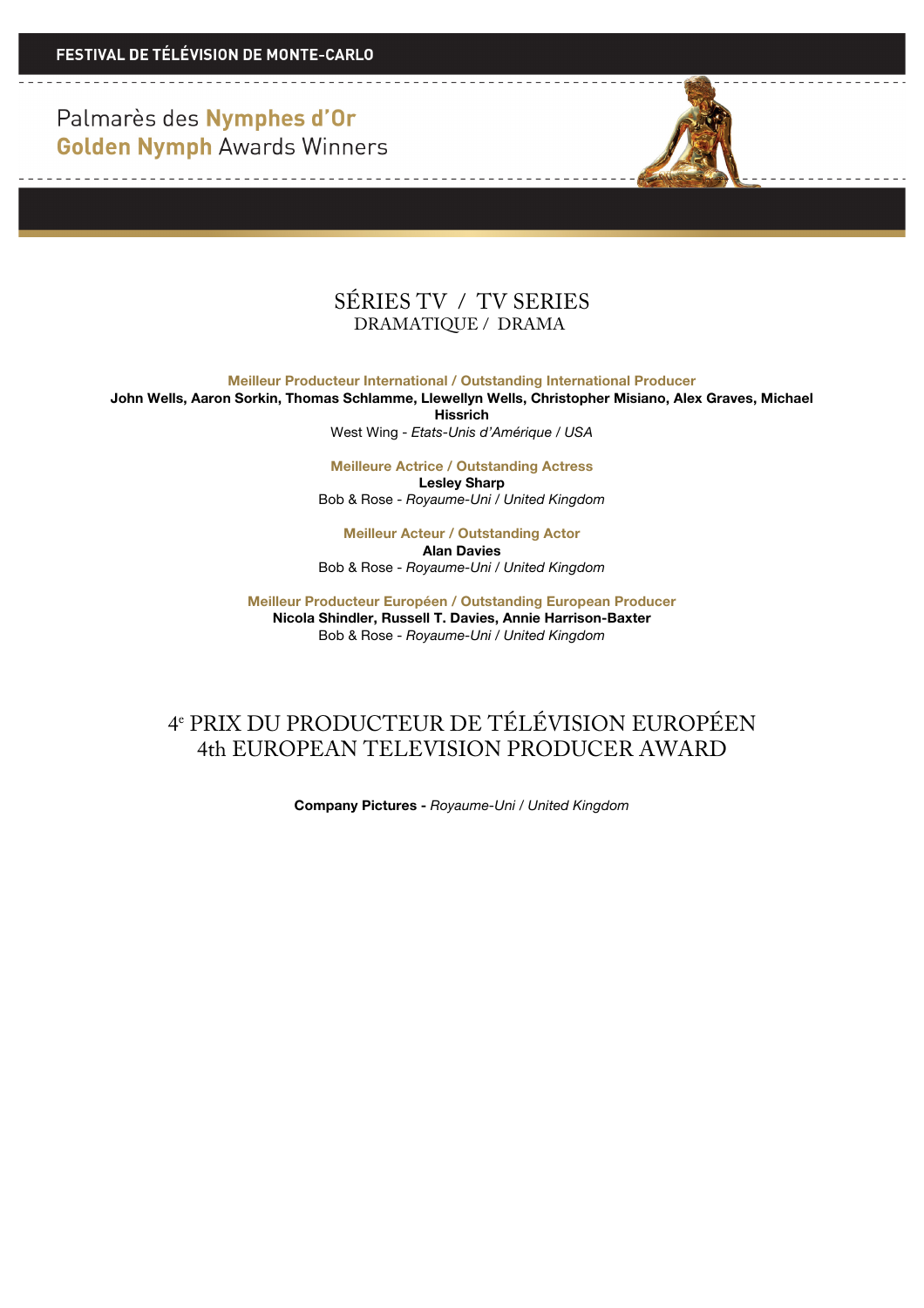# Palmarès des Nymphes d'Or
# Golden Nymph Awards Winners

## SÉRIES TV / TV SERIES
### DRAMATIQUE / DRAMA

**Meilleur Producteur International / Outstanding International Producer**
**John Wells, Aaron Sorkin, Thomas Schlamme, Llewellyn Wells, Christopher Misiano, Alex Graves, Michael Hissrich**
West Wing - *Etats-Unis d'Amérique / USA*

**Meilleure Actrice / Outstanding Actress**
**Lesley Sharp**
Bob & Rose - *Royaume-Uni / United Kingdom*

**Meilleur Acteur / Outstanding Actor**
**Alan Davies**
Bob & Rose - *Royaume-Uni / United Kingdom*

**Meilleur Producteur Européen / Outstanding European Producer**
**Nicola Shindler, Russell T. Davies, Annie Harrison-Baxter**
Bob & Rose - *Royaume-Uni / United Kingdom*

## 4e PRIX DU PRODUCTEUR DE TÉLÉVISION EUROPÉEN
## 4th EUROPEAN TELEVISION PRODUCER AWARD

**Company Pictures -** *Royaume-Uni / United Kingdom*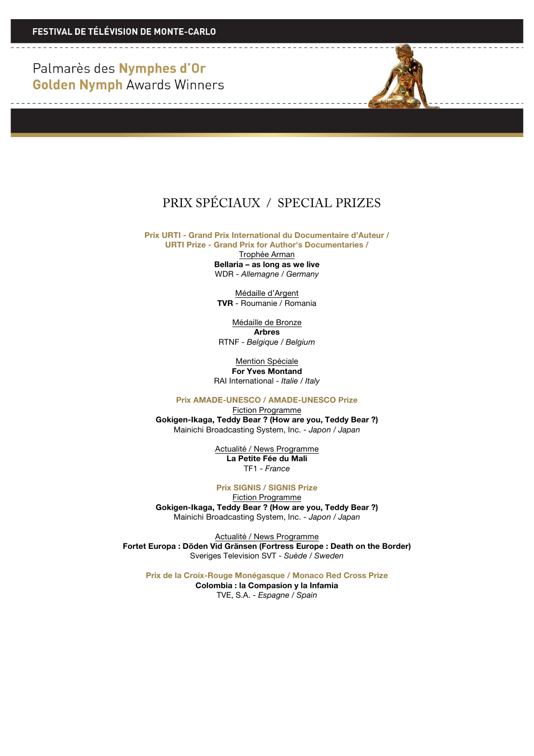FESTIVAL DE TÉLÉVISION DE MONTE-CARLO

Palmarès des **Nymphes d'Or**
**Golden Nymph** Awards Winners

# PRIX SPÉCIAUX / SPECIAL PRIZES

**Prix URTI - Grand Prix International du Documentaire d'Auteur / URTI Prize - Grand Prix for Author's Documentaries /**

Trophée Arman
**Bellaria – as long as we live**
WDR - *Allemagne / Germany*

Médaille d'Argent
**TVR** - Roumanie / Romania

Médaille de Bronze
**Arbres**
RTNF - *Belgique / Belgium*

Mention Spéciale
**For Yves Montand**
RAI International - *Italie / Italy*

**Prix AMADE-UNESCO / AMADE-UNESCO Prize**

Fiction Programme
**Gokigen-Ikaga, Teddy Bear ? (How are you, Teddy Bear ?)**
Mainichi Broadcasting System, Inc. - *Japon / Japan*

Actualité / News Programme
**La Petite Fée du Mali**
TF1 - *France*

**Prix SIGNIS / SIGNIS Prize**

Fiction Programme
**Gokigen-Ikaga, Teddy Bear ? (How are you, Teddy Bear ?)**
Mainichi Broadcasting System, Inc. - *Japon / Japan*

Actualité / News Programme
**Fortet Europa : Döden Vid Gränsen (Fortress Europe : Death on the Border)**
Sveriges Television SVT - *Suède / Sweden*

**Prix de la Croix-Rouge Monégasque / Monaco Red Cross Prize**

**Colombia : la Compasion y la Infamia**
TVE, S.A. - *Espagne / Spain*